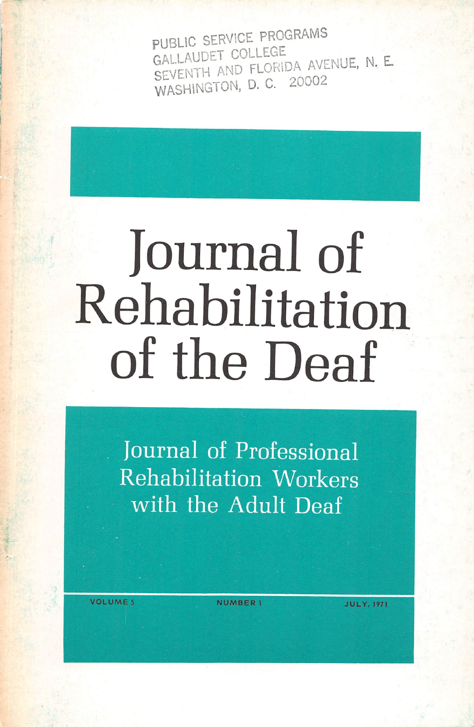PUBLIC SERVICE PROGRAMS
GALLAUDET COLLEGE
SEVENTH AND FLORIDA AVENUE, N. E.
WASHINGTON, D. C. 20002

# Journal of Rehabilitation of the Deaf

## Journal of Professional Rehabilitation Workers with the Adult Deaf

VOLUME 5 NUMBER 1 JULY, 1971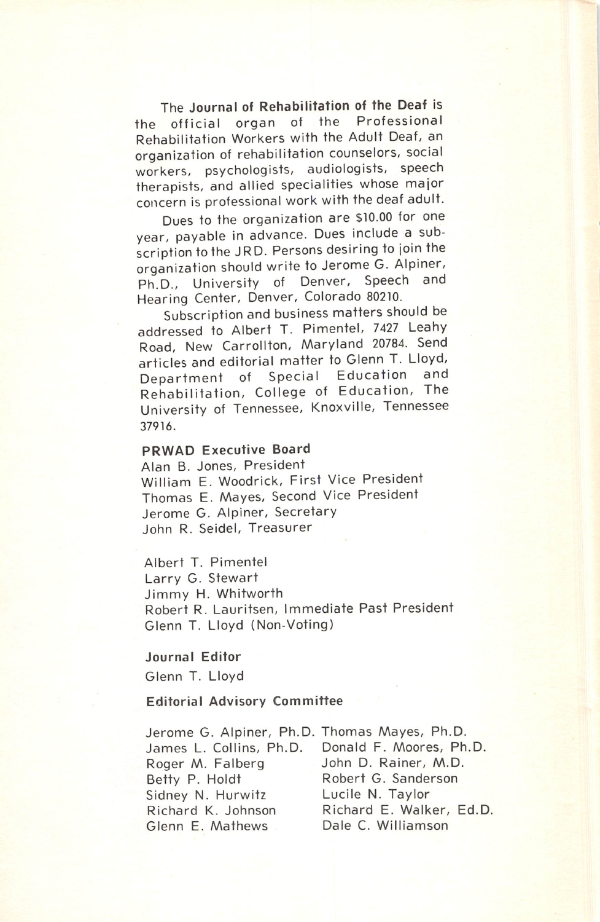The **Journal of Rehabilitation of the Deaf** is the official organ of the Professional Rehabilitation Workers with the Adult Deaf, an organization of rehabilitation counselors, social workers, psychologists, audiologists, speech therapists, and allied specialities whose major concern is professional work with the deaf adult.

Dues to the organization are $10.00 for one year, payable in advance. Dues include a subscription to the JRD. Persons desiring to join the organization should write to Jerome G. Alpiner, Ph.D., University of Denver, Speech and Hearing Center, Denver, Colorado 80210.

Subscription and business matters should be addressed to Albert T. Pimentel, 7427 Leahy Road, New Carrollton, Maryland 20784. Send articles and editorial matter to Glenn T. Lloyd, Department of Special Education and Rehabilitation, College of Education, The University of Tennessee, Knoxville, Tennessee 37916.

**PRWAD Executive Board**

Alan B. Jones, President
William E. Woodrick, First Vice President
Thomas E. Mayes, Second Vice President
Jerome G. Alpiner, Secretary
John R. Seidel, Treasurer

Albert T. Pimentel
Larry G. Stewart
Jimmy H. Whitworth
Robert R. Lauritsen, Immediate Past President
Glenn T. Lloyd (Non-Voting)

**Journal Editor**

Glenn T. Lloyd

**Editorial Advisory Committee**

Jerome G. Alpiner, Ph.D.
James L. Collins, Ph.D.
Roger M. Falberg
Betty P. Holdt
Sidney N. Hurwitz
Richard K. Johnson
Glenn E. Mathews
Thomas Mayes, Ph.D.
Donald F. Moores, Ph.D.
John D. Rainer, M.D.
Robert G. Sanderson
Lucile N. Taylor
Richard E. Walker, Ed.D.
Dale C. Williamson